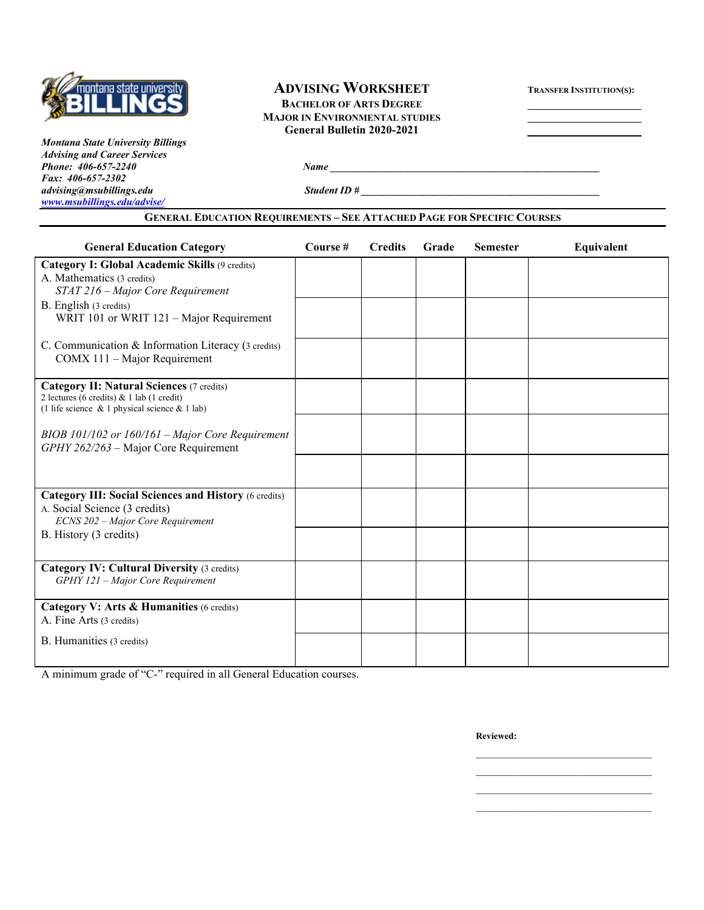# ADVISING WORKSHEET

**BACHELOR OF ARTS DEGREE**
**MAJOR IN ENVIRONMENTAL STUDIES**
**General Bulletin 2020-2021**

**TRANSFER INSTITUTION(S):**

_______________________

_______________________

_______________________

***Montana State University Billings***
***Advising and Career Services***
***Phone: 406-657-2240***
***Fax: 406-657-2302***
***advising@msubillings.edu***
***www.msubillings.edu/advise/***

***Name*** _______________________________________________

***Student ID #*** ___________________________________________

## GENERAL EDUCATION REQUIREMENTS – SEE ATTACHED PAGE FOR SPECIFIC COURSES

| General Education Category | Course # | Credits | Grade | Semester | Equivalent |
|---|---|---|---|---|---|
| **Category I: Global Academic Skills** (9 credits)<br>A. Mathematics (3 credits)<br>*STAT 216 – Major Core Requirement* | | | | | |
| B. English (3 credits)<br>WRIT 101 or WRIT 121 – Major Requirement | | | | | |
| C. Communication & Information Literacy (3 credits)<br>COMX 111 – Major Requirement | | | | | |
| **Category II: Natural Sciences** (7 credits)<br>2 lectures (6 credits) & 1 lab (1 credit)<br>(1 life science & 1 physical science & 1 lab) | | | | | |
| *BIOB 101/102 or 160/161 – Major Core Requirement*<br>*GPHY 262/263* – Major Core Requirement | | | | | |
| | | | | | |
| **Category III: Social Sciences and History** (6 credits)<br>A. Social Science (3 credits)<br>*ECNS 202 – Major Core Requirement* | | | | | |
| B. History (3 credits) | | | | | |
| **Category IV: Cultural Diversity** (3 credits)<br>*GPHY 121 – Major Core Requirement* | | | | | |
| **Category V: Arts & Humanities** (6 credits)<br>A. Fine Arts (3 credits) | | | | | |
| B. Humanities (3 credits) | | | | | |

A minimum grade of "C-" required in all General Education courses.

**Reviewed:**

_______________________________

_______________________________

_______________________________

_______________________________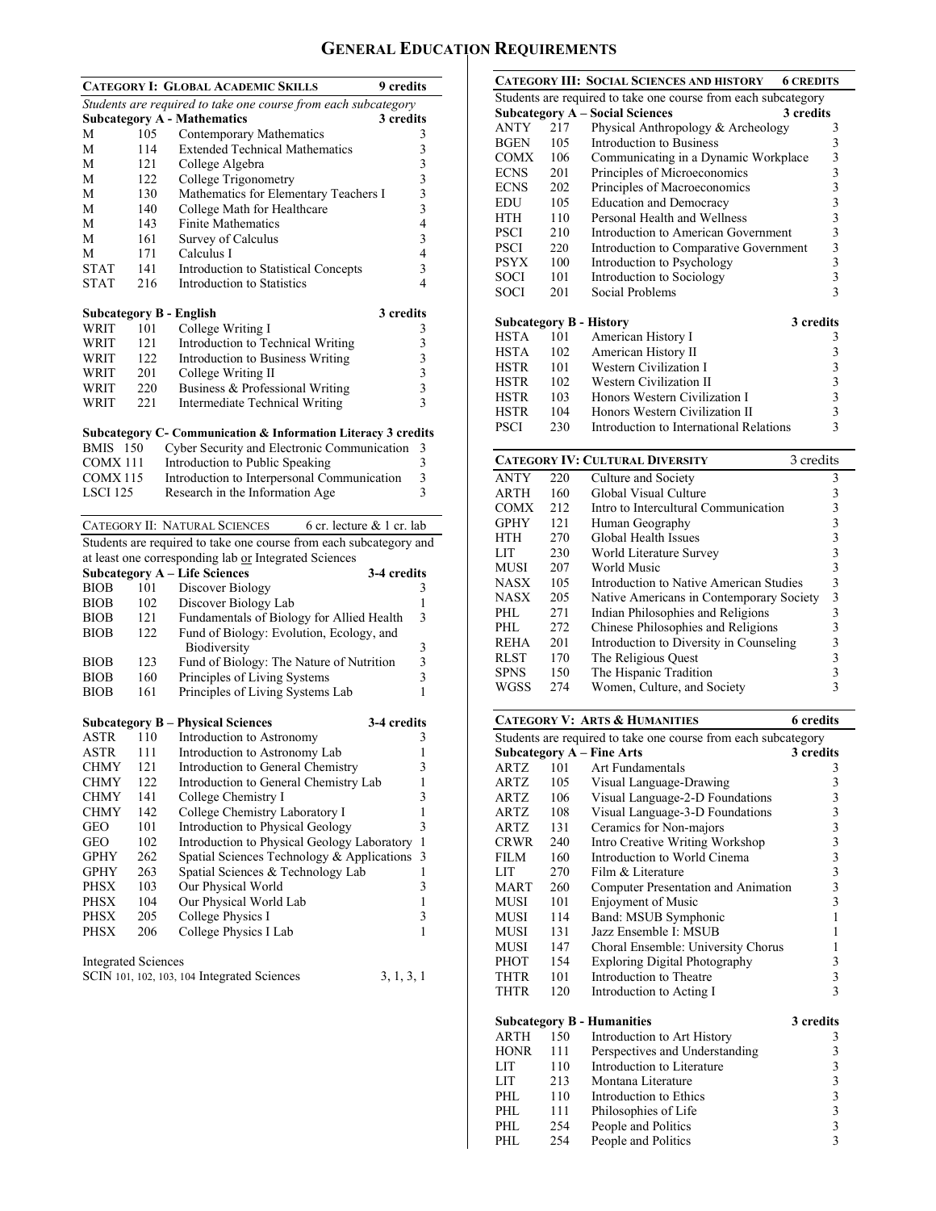# GENERAL EDUCATION REQUIREMENTS

## CATEGORY I: GLOBAL ACADEMIC SKILLS — 9 credits

*Students are required to take one course from each subcategory*

### Subcategory A - Mathematics — 3 credits

| | | | |
|---|---|---|---|
| M | 105 | Contemporary Mathematics | 3 |
| M | 114 | Extended Technical Mathematics | 3 |
| M | 121 | College Algebra | 3 |
| M | 122 | College Trigonometry | 3 |
| M | 130 | Mathematics for Elementary Teachers I | 3 |
| M | 140 | College Math for Healthcare | 3 |
| M | 143 | Finite Mathematics | 4 |
| M | 161 | Survey of Calculus | 3 |
| M | 171 | Calculus I | 4 |
| STAT | 141 | Introduction to Statistical Concepts | 3 |
| STAT | 216 | Introduction to Statistics | 4 |

### Subcategory B - English — 3 credits

| | | | |
|---|---|---|---|
| WRIT | 101 | College Writing I | 3 |
| WRIT | 121 | Introduction to Technical Writing | 3 |
| WRIT | 122 | Introduction to Business Writing | 3 |
| WRIT | 201 | College Writing II | 3 |
| WRIT | 220 | Business & Professional Writing | 3 |
| WRIT | 221 | Intermediate Technical Writing | 3 |

### Subcategory C- Communication & Information Literacy 3 credits

| | | |
|---|---|---|
| BMIS 150 | Cyber Security and Electronic Communication | 3 |
| COMX 111 | Introduction to Public Speaking | 3 |
| COMX 115 | Introduction to Interpersonal Communication | 3 |
| LSCI 125 | Research in the Information Age | 3 |

## CATEGORY II: NATURAL SCIENCES — 6 cr. lecture & 1 cr. lab

Students are required to take one course from each subcategory and at least one corresponding lab or Integrated Sciences

### Subcategory A – Life Sciences — 3-4 credits

| | | | |
|---|---|---|---|
| BIOB | 101 | Discover Biology | 3 |
| BIOB | 102 | Discover Biology Lab | 1 |
| BIOB | 121 | Fundamentals of Biology for Allied Health | 3 |
| BIOB | 122 | Fund of Biology: Evolution, Ecology, and Biodiversity | 3 |
| BIOB | 123 | Fund of Biology: The Nature of Nutrition | 3 |
| BIOB | 160 | Principles of Living Systems | 3 |
| BIOB | 161 | Principles of Living Systems Lab | 1 |

### Subcategory B – Physical Sciences — 3-4 credits

| | | | |
|---|---|---|---|
| ASTR | 110 | Introduction to Astronomy | 3 |
| ASTR | 111 | Introduction to Astronomy Lab | 1 |
| CHMY | 121 | Introduction to General Chemistry | 3 |
| CHMY | 122 | Introduction to General Chemistry Lab | 1 |
| CHMY | 141 | College Chemistry I | 3 |
| CHMY | 142 | College Chemistry Laboratory I | 1 |
| GEO | 101 | Introduction to Physical Geology | 3 |
| GEO | 102 | Introduction to Physical Geology Laboratory | 1 |
| GPHY | 262 | Spatial Sciences Technology & Applications | 3 |
| GPHY | 263 | Spatial Sciences & Technology Lab | 1 |
| PHSX | 103 | Our Physical World | 3 |
| PHSX | 104 | Our Physical World Lab | 1 |
| PHSX | 205 | College Physics I | 3 |
| PHSX | 206 | College Physics I Lab | 1 |

Integrated Sciences

SCIN 101, 102, 103, 104 Integrated Sciences — 3, 1, 3, 1

## CATEGORY III: SOCIAL SCIENCES AND HISTORY — 6 CREDITS

Students are required to take one course from each subcategory

### Subcategory A – Social Sciences — 3 credits

| | | | |
|---|---|---|---|
| ANTY | 217 | Physical Anthropology & Archeology | 3 |
| BGEN | 105 | Introduction to Business | 3 |
| COMX | 106 | Communicating in a Dynamic Workplace | 3 |
| ECNS | 201 | Principles of Microeconomics | 3 |
| ECNS | 202 | Principles of Macroeconomics | 3 |
| EDU | 105 | Education and Democracy | 3 |
| HTH | 110 | Personal Health and Wellness | 3 |
| PSCI | 210 | Introduction to American Government | 3 |
| PSCI | 220 | Introduction to Comparative Government | 3 |
| PSYX | 100 | Introduction to Psychology | 3 |
| SOCI | 101 | Introduction to Sociology | 3 |
| SOCI | 201 | Social Problems | 3 |

### Subcategory B - History — 3 credits

| | | | |
|---|---|---|---|
| HSTA | 101 | American History I | 3 |
| HSTA | 102 | American History II | 3 |
| HSTR | 101 | Western Civilization I | 3 |
| HSTR | 102 | Western Civilization II | 3 |
| HSTR | 103 | Honors Western Civilization I | 3 |
| HSTR | 104 | Honors Western Civilization II | 3 |
| PSCI | 230 | Introduction to International Relations | 3 |

## CATEGORY IV: CULTURAL DIVERSITY — 3 credits

| | | | |
|---|---|---|---|
| ANTY | 220 | Culture and Society | 3 |
| ARTH | 160 | Global Visual Culture | 3 |
| COMX | 212 | Intro to Intercultural Communication | 3 |
| GPHY | 121 | Human Geography | 3 |
| HTH | 270 | Global Health Issues | 3 |
| LIT | 230 | World Literature Survey | 3 |
| MUSI | 207 | World Music | 3 |
| NASX | 105 | Introduction to Native American Studies | 3 |
| NASX | 205 | Native Americans in Contemporary Society | 3 |
| PHL | 271 | Indian Philosophies and Religions | 3 |
| PHL | 272 | Chinese Philosophies and Religions | 3 |
| REHA | 201 | Introduction to Diversity in Counseling | 3 |
| RLST | 170 | The Religious Quest | 3 |
| SPNS | 150 | The Hispanic Tradition | 3 |
| WGSS | 274 | Women, Culture, and Society | 3 |

## CATEGORY V: ARTS & HUMANITIES — 6 credits

Students are required to take one course from each subcategory

### Subcategory A – Fine Arts — 3 credits

| | | | |
|---|---|---|---|
| ARTZ | 101 | Art Fundamentals | 3 |
| ARTZ | 105 | Visual Language-Drawing | 3 |
| ARTZ | 106 | Visual Language-2-D Foundations | 3 |
| ARTZ | 108 | Visual Language-3-D Foundations | 3 |
| ARTZ | 131 | Ceramics for Non-majors | 3 |
| CRWR | 240 | Intro Creative Writing Workshop | 3 |
| FILM | 160 | Introduction to World Cinema | 3 |
| LIT | 270 | Film & Literature | 3 |
| MART | 260 | Computer Presentation and Animation | 3 |
| MUSI | 101 | Enjoyment of Music | 3 |
| MUSI | 114 | Band: MSUB Symphonic | 1 |
| MUSI | 131 | Jazz Ensemble I: MSUB | 1 |
| MUSI | 147 | Choral Ensemble: University Chorus | 1 |
| PHOT | 154 | Exploring Digital Photography | 3 |
| THTR | 101 | Introduction to Theatre | 3 |
| THTR | 120 | Introduction to Acting I | 3 |

### Subcategory B - Humanities — 3 credits

| | | | |
|---|---|---|---|
| ARTH | 150 | Introduction to Art History | 3 |
| HONR | 111 | Perspectives and Understanding | 3 |
| LIT | 110 | Introduction to Literature | 3 |
| LIT | 213 | Montana Literature | 3 |
| PHL | 110 | Introduction to Ethics | 3 |
| PHL | 111 | Philosophies of Life | 3 |
| PHL | 254 | People and Politics | 3 |
| PHL | 254 | People and Politics | 3 |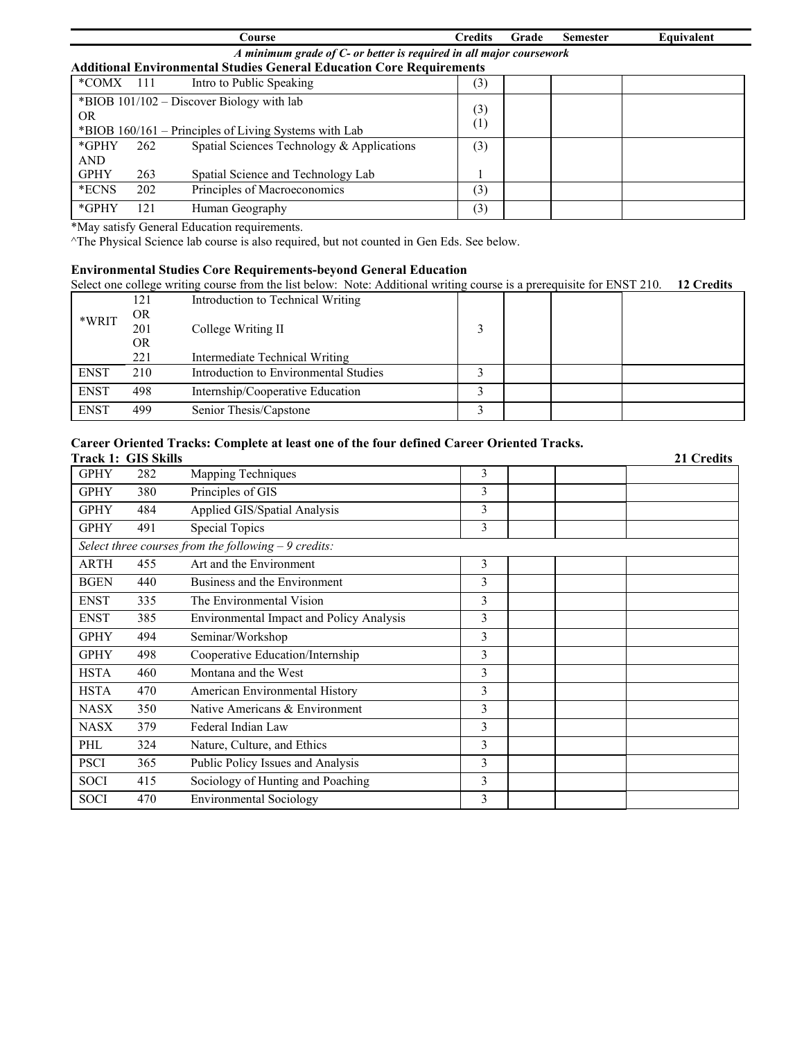| Course | | | Credits | Grade | Semester | Equivalent |
|---|---|---|---|---|---|---|

*A minimum grade of C- or better is required in all major coursework*

**Additional Environmental Studies General Education Core Requirements**

| Course | | | Credits | Grade | Semester | Equivalent |
|---|---|---|---|---|---|---|
| *COMX | 111 | Intro to Public Speaking | (3) | | | |
| *BIOB 101/102 – Discover Biology with lab OR *BIOB 160/161 – Principles of Living Systems with Lab | | | (3) (1) | | | |
| *GPHY AND GPHY | 262 263 | Spatial Sciences Technology & Applications Spatial Science and Technology Lab | (3) 1 | | | |
| *ECNS | 202 | Principles of Macroeconomics | (3) | | | |
| *GPHY | 121 | Human Geography | (3) | | | |

*May satisfy General Education requirements.
^The Physical Science lab course is also required, but not counted in Gen Eds. See below.

**Environmental Studies Core Requirements-beyond General Education**

Select one college writing course from the list below: Note: Additional writing course is a prerequisite for ENST 210. **12 Credits**

| Course | | | Credits | Grade | Semester | Equivalent |
|---|---|---|---|---|---|---|
| *WRIT | 121 OR 201 OR 221 | Introduction to Technical Writing College Writing II Intermediate Technical Writing | 3 | | | |
| ENST | 210 | Introduction to Environmental Studies | 3 | | | |
| ENST | 498 | Internship/Cooperative Education | 3 | | | |
| ENST | 499 | Senior Thesis/Capstone | 3 | | | |

**Career Oriented Tracks: Complete at least one of the four defined Career Oriented Tracks.**

**Track 1: GIS Skills** **21 Credits**

| Course | | | Credits | Grade | Semester | Equivalent |
|---|---|---|---|---|---|---|
| GPHY | 282 | Mapping Techniques | 3 | | | |
| GPHY | 380 | Principles of GIS | 3 | | | |
| GPHY | 484 | Applied GIS/Spatial Analysis | 3 | | | |
| GPHY | 491 | Special Topics | 3 | | | |
| *Select three courses from the following – 9 credits:* | | | | | | |
| ARTH | 455 | Art and the Environment | 3 | | | |
| BGEN | 440 | Business and the Environment | 3 | | | |
| ENST | 335 | The Environmental Vision | 3 | | | |
| ENST | 385 | Environmental Impact and Policy Analysis | 3 | | | |
| GPHY | 494 | Seminar/Workshop | 3 | | | |
| GPHY | 498 | Cooperative Education/Internship | 3 | | | |
| HSTA | 460 | Montana and the West | 3 | | | |
| HSTA | 470 | American Environmental History | 3 | | | |
| NASX | 350 | Native Americans & Environment | 3 | | | |
| NASX | 379 | Federal Indian Law | 3 | | | |
| PHL | 324 | Nature, Culture, and Ethics | 3 | | | |
| PSCI | 365 | Public Policy Issues and Analysis | 3 | | | |
| SOCI | 415 | Sociology of Hunting and Poaching | 3 | | | |
| SOCI | 470 | Environmental Sociology | 3 | | | |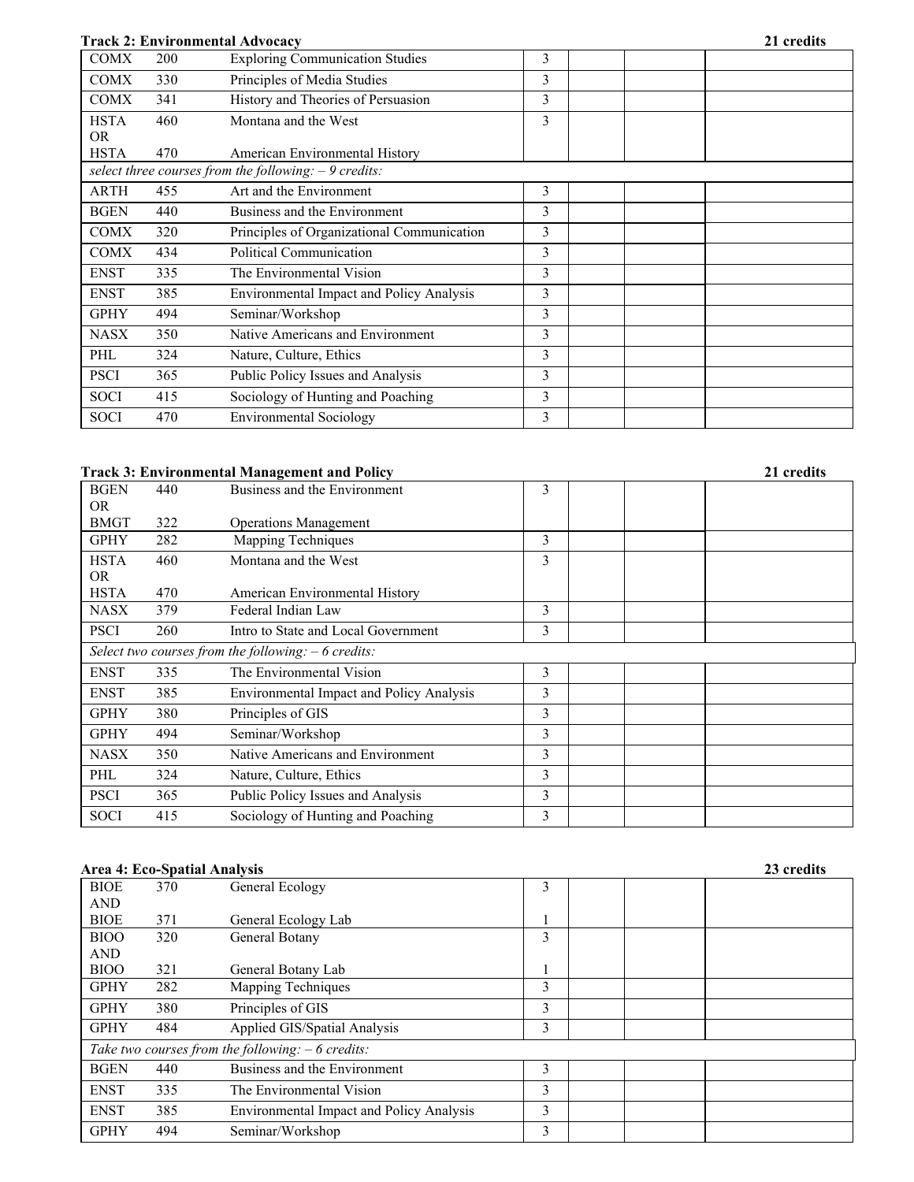### Track 2: Environmental Advocacy — 21 credits

| | | | | | | |
|---|---|---|---|---|---|---|
| COMX | 200 | Exploring Communication Studies | 3 | | | |
| COMX | 330 | Principles of Media Studies | 3 | | | |
| COMX | 341 | History and Theories of Persuasion | 3 | | | |
| HSTA OR HSTA | 460 470 | Montana and the West American Environmental History | 3 | | | |
| *select three courses from the following: – 9 credits:* | | | | | | |
| ARTH | 455 | Art and the Environment | 3 | | | |
| BGEN | 440 | Business and the Environment | 3 | | | |
| COMX | 320 | Principles of Organizational Communication | 3 | | | |
| COMX | 434 | Political Communication | 3 | | | |
| ENST | 335 | The Environmental Vision | 3 | | | |
| ENST | 385 | Environmental Impact and Policy Analysis | 3 | | | |
| GPHY | 494 | Seminar/Workshop | 3 | | | |
| NASX | 350 | Native Americans and Environment | 3 | | | |
| PHL | 324 | Nature, Culture, Ethics | 3 | | | |
| PSCI | 365 | Public Policy Issues and Analysis | 3 | | | |
| SOCI | 415 | Sociology of Hunting and Poaching | 3 | | | |
| SOCI | 470 | Environmental Sociology | 3 | | | |

### Track 3: Environmental Management and Policy — 21 credits

| | | | | | | |
|---|---|---|---|---|---|---|
| BGEN OR BMGT | 440 322 | Business and the Environment Operations Management | 3 | | | |
| GPHY | 282 | Mapping Techniques | 3 | | | |
| HSTA OR HSTA | 460 470 | Montana and the West American Environmental History | 3 | | | |
| NASX | 379 | Federal Indian Law | 3 | | | |
| PSCI | 260 | Intro to State and Local Government | 3 | | | |
| *Select two courses from the following: – 6 credits:* | | | | | | |
| ENST | 335 | The Environmental Vision | 3 | | | |
| ENST | 385 | Environmental Impact and Policy Analysis | 3 | | | |
| GPHY | 380 | Principles of GIS | 3 | | | |
| GPHY | 494 | Seminar/Workshop | 3 | | | |
| NASX | 350 | Native Americans and Environment | 3 | | | |
| PHL | 324 | Nature, Culture, Ethics | 3 | | | |
| PSCI | 365 | Public Policy Issues and Analysis | 3 | | | |
| SOCI | 415 | Sociology of Hunting and Poaching | 3 | | | |

### Area 4: Eco-Spatial Analysis — 23 credits

| | | | | | | |
|---|---|---|---|---|---|---|
| BIOE AND BIOE | 370 371 | General Ecology General Ecology Lab | 3 1 | | | |
| BIOO AND BIOO | 320 321 | General Botany General Botany Lab | 3 1 | | | |
| GPHY | 282 | Mapping Techniques | 3 | | | |
| GPHY | 380 | Principles of GIS | 3 | | | |
| GPHY | 484 | Applied GIS/Spatial Analysis | 3 | | | |
| *Take two courses from the following: – 6 credits:* | | | | | | |
| BGEN | 440 | Business and the Environment | 3 | | | |
| ENST | 335 | The Environmental Vision | 3 | | | |
| ENST | 385 | Environmental Impact and Policy Analysis | 3 | | | |
| GPHY | 494 | Seminar/Workshop | 3 | | | |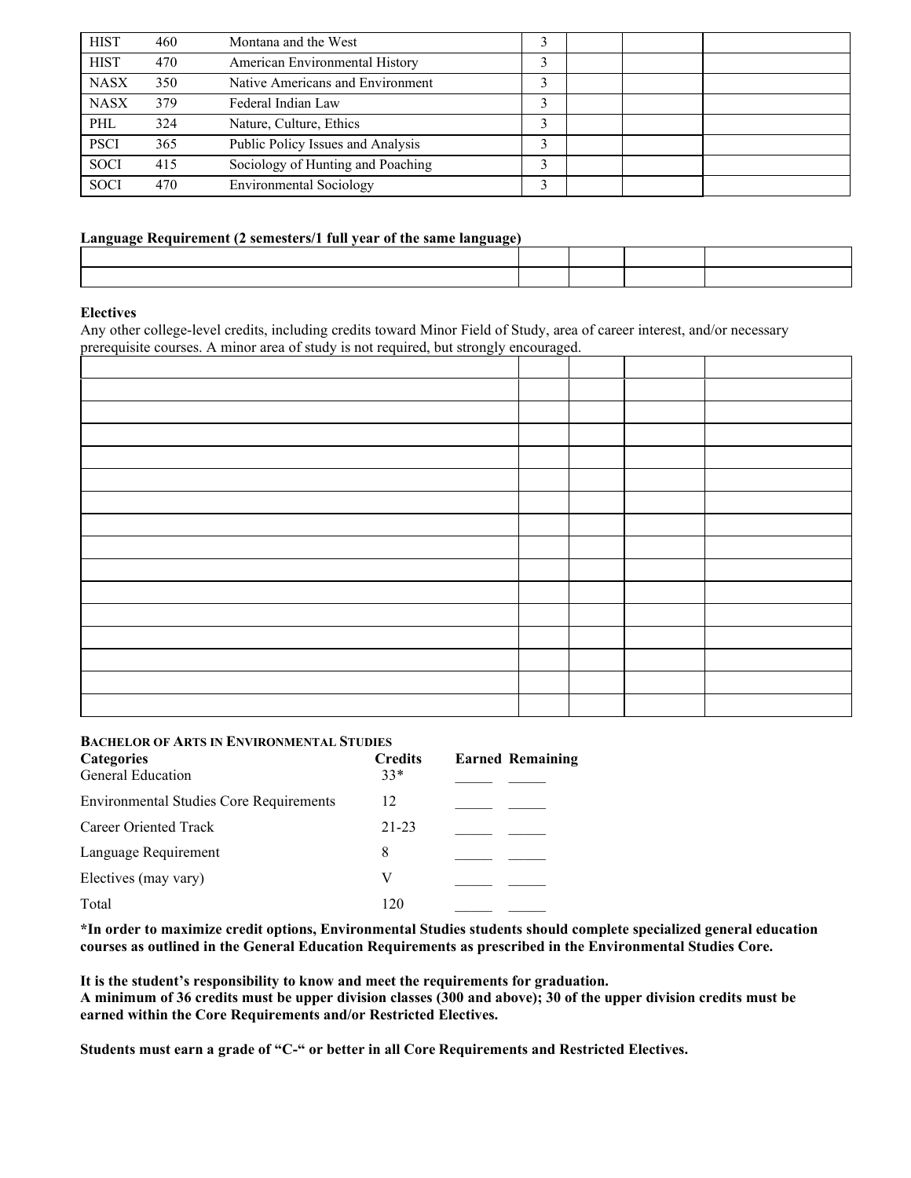| | | | | | | |
|---|---|---|---|---|---|---|
| HIST | 460 | Montana and the West | 3 | | | |
| HIST | 470 | American Environmental History | 3 | | | |
| NASX | 350 | Native Americans and Environment | 3 | | | |
| NASX | 379 | Federal Indian Law | 3 | | | |
| PHL | 324 | Nature, Culture, Ethics | 3 | | | |
| PSCI | 365 | Public Policy Issues and Analysis | 3 | | | |
| SOCI | 415 | Sociology of Hunting and Poaching | 3 | | | |
| SOCI | 470 | Environmental Sociology | 3 | | | |

**Language Requirement (2 semesters/1 full year of the same language)**

| | | | | |
|---|---|---|---|---|
| | | | | |
| | | | | |

**Electives**

Any other college-level credits, including credits toward Minor Field of Study, area of career interest, and/or necessary prerequisite courses. A minor area of study is not required, but strongly encouraged.

| | | | | |
|---|---|---|---|---|
| | | | | |
| | | | | |
| | | | | |
| | | | | |
| | | | | |
| | | | | |
| | | | | |
| | | | | |
| | | | | |
| | | | | |
| | | | | |
| | | | | |
| | | | | |
| | | | | |
| | | | | |
| | | | | |

**BACHELOR OF ARTS IN ENVIRONMENTAL STUDIES**

| Categories | Credits | Earned | Remaining |
|---|---|---|---|
| General Education | 33* | _____ | _____ |
| Environmental Studies Core Requirements | 12 | _____ | _____ |
| Career Oriented Track | 21-23 | _____ | _____ |
| Language Requirement | 8 | _____ | _____ |
| Electives (may vary) | V | _____ | _____ |
| Total | 120 | _____ | _____ |

**\*In order to maximize credit options, Environmental Studies students should complete specialized general education courses as outlined in the General Education Requirements as prescribed in the Environmental Studies Core.**

**It is the student's responsibility to know and meet the requirements for graduation.**
**A minimum of 36 credits must be upper division classes (300 and above); 30 of the upper division credits must be earned within the Core Requirements and/or Restricted Electives.**

**Students must earn a grade of "C-" or better in all Core Requirements and Restricted Electives.**